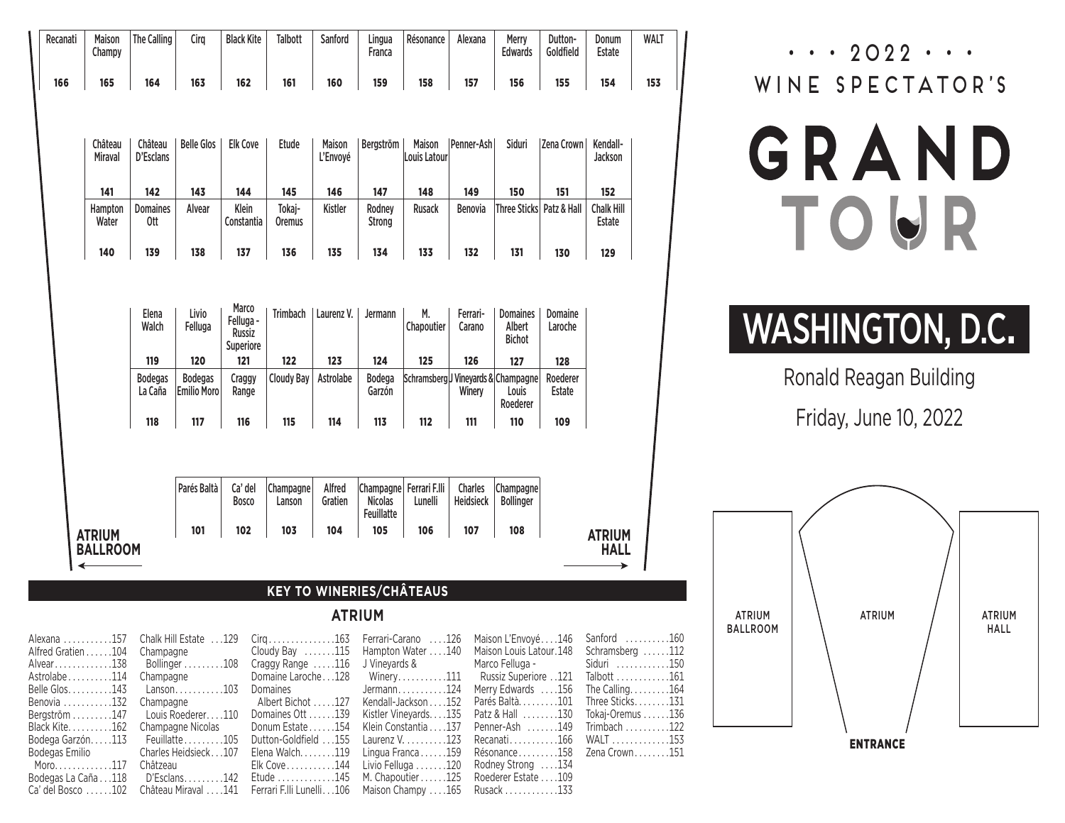# • • • 2022 • • •

## WINE SPECTATOR'S

# GRAND TOUR

## WASHINGTON, D.C.

Ronald Reagan Building

Friday, June 10, 2022

| Recanati | Maison Champy | The Calling | Cirq | Black Kite | Talbott | Sanford | Lingua Franca | Résonance | Alexana | Merry Edwards | Dutton-Goldfield | Donum Estate | WALT |
|---|---|---|---|---|---|---|---|---|---|---|---|---|---|
| 166 | 165 | 164 | 163 | 162 | 161 | 160 | 159 | 158 | 157 | 156 | 155 | 154 | 153 |

| Château Miraval | Château D'Esclans | Belle Glos | Elk Cove | Etude | Maison L'Envoyé | Bergström | Maison Louis Latour | Penner-Ash | Siduri | Zena Crown | Kendall-Jackson |
|---|---|---|---|---|---|---|---|---|---|---|---|
| 141 | 142 | 143 | 144 | 145 | 146 | 147 | 148 | 149 | 150 | 151 | 152 |
| Hampton Water | Domaines Ott | Alvear | Klein Constantia | Tokaj-Oremus | Kistler | Rodney Strong | Rusack | Benovia | Three Sticks | Patz & Hall | Chalk Hill Estate |
| 140 | 139 | 138 | 137 | 136 | 135 | 134 | 133 | 132 | 131 | 130 | 129 |

| Elena Walch | Livio Felluga | Marco Felluga - Russiz Superiore | Trimbach | Laurenz V. | Jermann | M. Chapoutier | Ferrari-Carano | Domaines Albert Bichot | Domaine Laroche |
|---|---|---|---|---|---|---|---|---|---|
| 119 | 120 | 121 | 122 | 123 | 124 | 125 | 126 | 127 | 128 |
| Bodegas La Caña | Bodegas Emilio Moro | Craggy Range | Cloudy Bay | Astrolabe | Bodega Garzón | Schramsberg | J Vineyards & Winery | Champagne Louis Roederer | Roederer Estate |
| 118 | 117 | 116 | 115 | 114 | 113 | 112 | 111 | 110 | 109 |

| Parés Baltà | Ca' del Bosco | Champagne Lanson | Alfred Gratien | Champagne Nicolas Feuillatte | Ferrari F.lli Lunelli | Charles Heidsieck | Champagne Bollinger |
|---|---|---|---|---|---|---|---|
| 101 | 102 | 103 | 104 | 105 | 106 | 107 | 108 |

← ATRIUM BALLROOM    ATRIUM HALL →

ATRIUM BALLROOM | ATRIUM | ATRIUM HALL

ENTRANCE

## KEY TO WINERIES/CHÂTEAUS

### ATRIUM

- Alexana ........... 157
- Alfred Gratien ...... 104
- Alvear ............. 138
- Astrolabe .......... 114
- Belle Glos .......... 143
- Benovia ........... 132
- Bergström ......... 147
- Black Kite .......... 162
- Bodega Garzón ..... 113
- Bodegas Emilio Moro ............. 117
- Bodegas La Caña ... 118
- Ca' del Bosco ...... 102
- Chalk Hill Estate ... 129
- Champagne Bollinger ......... 108
- Champagne Lanson ........... 103
- Champagne Louis Roederer .... 110
- Champagne Nicolas Feuillatte ......... 105
- Charles Heidsieck ... 107
- Châtzeau D'Esclans ......... 142
- Château Miraval .... 141
- Cirq ............... 163
- Cloudy Bay ....... 115
- Craggy Range ..... 116
- Domaine Laroche ... 128
- Domaines Albert Bichot ..... 127
- Domaines Ott ...... 139
- Donum Estate ...... 154
- Dutton-Goldfield ... 155
- Elena Walch ........ 119
- Elk Cove ........... 144
- Etude ............. 145
- Ferrari F.lli Lunelli ... 106
- Ferrari-Carano .... 126
- Hampton Water .... 140
- J Vineyards & Winery ........... 111
- Jermann ........... 124
- Kendall-Jackson .... 152
- Kistler Vineyards .... 135
- Klein Constantia .... 137
- Laurenz V. .......... 123
- Lingua Franca ...... 159
- Livio Felluga ....... 120
- M. Chapoutier ...... 125
- Maison Champy .... 165
- Maison L'Envoyé .... 146
- Maison Louis Latour . 148
- Marco Felluga - Russiz Superiore .. 121
- Merry Edwards .... 156
- Parés Baltà ......... 101
- Patz & Hall ........ 130
- Penner-Ash ....... 149
- Recanati ........... 166
- Résonance ......... 158
- Rodney Strong .... 134
- Roederer Estate .... 109
- Rusack ............ 133
- Sanford .......... 160
- Schramsberg ...... 112
- Siduri ............ 150
- Talbott ............ 161
- The Calling ......... 164
- Three Sticks ........ 131
- Tokaj-Oremus ...... 136
- Trimbach .......... 122
- WALT ............. 153
- Zena Crown ........ 151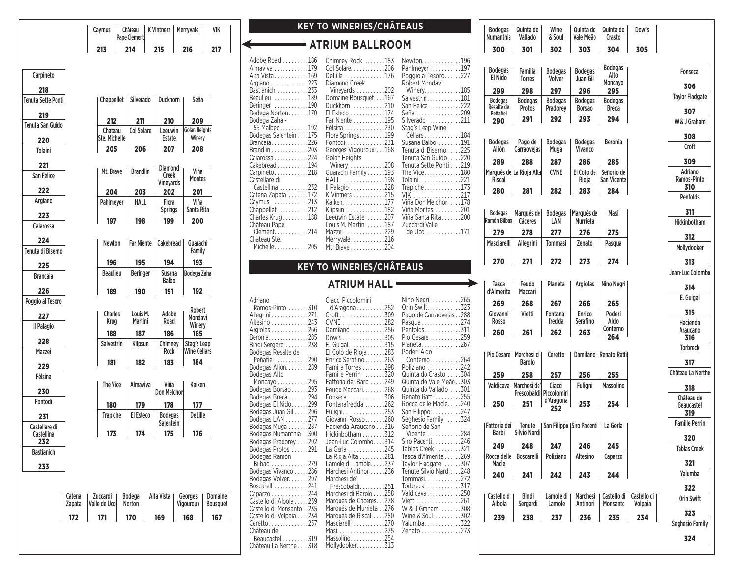# KEY TO WINERIES/CHÂTEAUS

## ATRIUM BALLROOM

Adobe Road .........186
Almaviva ............179
Alta Vista ............169
Argiano .............223
Bastianich ...........233
Beaulieu ............189
Beringer ............190
Bodega Norton........170
Bodega Zaha - 55 Malbec..........192
Bodegas Salentein....175
Brancaia.............226
Brandlin .............203
Caiarossa ............224
Cakebread ...........194
Carpineto............218
Castellare di Castellina ..........232
Catena Zapata .......172
Caymus ............213
Chappellet ..........212
Charles Krug .........188
Château Pape Clement...........214
Chateau Ste. Michelle............205
Chimney Rock .......183
Col Solare............206
DeLille .............176
Diamond Creek Vineyards ..........202
Domaine Bousquet ...167
Duckhorn ...........210
El Esteco ............174
Far Niente ...........195
Fèlsina ..............230
Flora Springs.........199
Fontodi..............231
Georges Vigouroux ...168
Golan Heights Winery ............208
Guarachi Family ......193
HALL ..............198
Il Palagio ............228
K Vintners ...........215
Kaiken...............177
Klipsun..............182
Leeuwin Estate ......207
Louis M. Martini ......187
Mazzei .............229
Merryvale............216
Mt. Brave ............204
Newton..............196
Pahlmeyer ...........197
Poggio al Tesoro......227
Robert Mondavi Winery.............185
Salvestrin............181
San Felice ...........222
Seña ................209
Silverado ...........211
Stag's Leap Wine Cellars .............184
Susana Balbo ........191
Tenuta di Biserno ....225
Tenuta San Guido ....220
Tenuta Sette Ponti....219
The Vice .............180
Tolaini...............221
Trapiche .............173
VIK .................217
Viña Don Melchor ....178
Viña Montes..........201
Viña Santa Rita.......200
Zuccardi Valle de Uco ............171

| Caymus | Château Pape Clement | K Vintners | Merryvale | VIK |
|---|---|---|---|---|
| 213 | 214 | 215 | 216 | 217 |

| | | | |
|---|---|---|---|
| Chappellet | Silverado | Duckhorn | Seña |
| 212 | 211 | 210 | 209 |
| Chateau Ste. Michelle | Col Solare | Leeuwin Estate | Golan Heights Winery |
| 205 | 206 | 207 | 208 |
| Mt. Brave | Brandlin | Diamond Creek Vineyards | Viña Montes |
| 204 | 203 | 202 | 201 |
| Pahlmeyer | HALL | Flora Springs | Viña Santa Rita |
| 197 | 198 | 199 | 200 |
| Newton | Far Niente | Cakebread | Guarachi Family |
| 196 | 195 | 194 | 193 |
| Beaulieu | Beringer | Susana Balbo | Bodega Zaha |
| 189 | 190 | 191 | 192 |
| Charles Krug | Louis M. Martini | Adobe Road | Robert Mondavi Winery |
| 188 | 187 | 186 | 185 |
| Salvestrin | Klipsun | Chimney Rock | Stag's Leap Wine Cellars |
| 181 | 182 | 183 | 184 |
| The Vice | Almaviva | Viña Don Melchor | Kaiken |
| 180 | 179 | 178 | 177 |
| Trapiche | El Esteco | Bodegas Salentein | DeLille |
| 173 | 174 | 175 | 176 |

| Catena Zapata | Zuccardi Valle de Uco | Bodega Norton | Alta Vista | Georges Vigouroux | Domaine Bousquet |
|---|---|---|---|---|---|
| 172 | 171 | 170 | 169 | 168 | 167 |

| | |
|---|---|
| Carpineto | 218 |
| Tenuta Sette Ponti | 219 |
| Tenuta San Guido | 220 |
| Tolaini | 221 |
| San Felice | 222 |
| Argiano | 223 |
| Caiarossa | 224 |
| Tenuta di Biserno | 225 |
| Brancaia | 226 |
| Poggio al Tesoro | 227 |
| Il Palagio | 228 |
| Mazzei | 229 |
| Fèlsina | 230 |
| Fontodi | 231 |
| Castellare di Castellina | 232 |
| Bastianich | 233 |

# KEY TO WINERIES/CHÂTEAUS

## ATRIUM HALL

Adriano Ramos-Pinto .......310
Allegrini .............271
Altesino .............243
Argiolas .............266
Beronia..............285
Bindi Sergardi ........238
Bodegas Resalte de Peñafiel ...........290
Bodegas Alión.........289
Bodegas Alto Moncayo...........295
Bodegas Borsao.......293
Bodegas Breca ........294
Bodegas El Nido.......299
Bodegas Juan Gil......296
Bodegas LAN .........277
Bodegas Muga ........287
Bodegas Numanthia ..300
Bodegas Pradorey .....292
Bodegas Protos .......291
Bodegas Ramón Bilbao .............279
Bodegas Vivanco ......286
Bodegas Volver........297
Boscarelli.............241
Caparzo .............244
Castello di Albola .....239
Castello di Monsanto ..235
Castello di Volpaia ....234
Ceretto..............257
Château de Beaucastel .........319
Château La Nerthe....318
Ciacci Piccolomini d'Aragona...........252
Croft.................309
CVNE ...............282
Damilano ............256
Dow's ...............305
E. Guigal.............315
El Coto de Rioja ......283
Enrico Serafino .......263
Familia Torres ........298
Famille Perrin .......320
Fattoria dei Barbi .....249
Feudo Maccari........268
Fonseca ............306
Fontanafredda ........262
Fuligni...............253
Giovanni Rosso.......260
Hacienda Araucano ...316
Hickinbotham ........312
Jean-Luc Colombo....314
La Gerla .............245
La Rioja Alta .........281
Lamole di Lamole.....237
Marchesi Antinori .....236
Marchesi de' Frescobaldi.........251
Marchesi di Barolo ....258
Marqués de Cáceres...278
Marqués de Murrieta ..276
Marqués de Riscal ....280
Masciarelli ...........270
Masi.................275
Massolino............254
Mollydooker..........313
Nino Negri...........265
Orin Swift............323
Pago de Carraovejas ..288
Pasqua ..............274
Penfolds.............311
Pio Cesare ...........259
Planeta..............267
Poderi Aldo Conterno...........264
Poliziano ............242
Quinta do Crasto .....304
Quinta do Vale Meão..303
Quinta do Vallado ....301
Renato Ratti .........255
Rocca delle Macie.....240
San Filippo...........247
Seghesio Family .....324
Señorio de San Vicente ...........284
Siro Pacenti ..........246
Tablas Creek ........321
Tasca d'Almerita ......269
Taylor Fladgate ......307
Tenute Silvio Nardi....248
Tommasi.............272
Torbreck ............317
Valdicava ............250
Vietti................261
W & J Graham .......308
Wine & Soul..........302
Yalumba.............322
Zenato ..............273

| Bodegas Numanthia | Quinta do Vallado | Wine & Soul | Quinta do Vale Meão | Quinta do Crasto | Dow's |
|---|---|---|---|---|---|
| 300 | 301 | 302 | 303 | 304 | 305 |

| | | | | |
|---|---|---|---|---|
| Bodegas El Nido | Familia Torres | Bodegas Volver | Bodegas Juan Gil | Bodegas Alto Moncayo |
| 299 | 298 | 297 | 296 | 295 |
| Bodegas Resalte de Peñafiel | Bodegas Protos | Bodegas Pradorey | Bodegas Borsao | Bodegas Breca |
| 290 | 291 | 292 | 293 | 294 |
| Bodegas Alión | Pago de Carraovejas | Bodegas Muga | Bodegas Vivanco | Beronia |
| 289 | 288 | 287 | 286 | 285 |
| Marqués de Riscal | La Rioja Alta | CVNE | El Coto de Rioja | Señorio de San Vicente |
| 280 | 281 | 282 | 283 | 284 |
| Bodegas Ramón Bilbao | Marqués de Cáceres | Bodegas LAN | Marqués de Murrieta | Masi |
| 279 | 278 | 277 | 276 | 275 |
| Masciarelli | Allegrini | Tommasi | Zenato | Pasqua |
| 270 | 271 | 272 | 273 | 274 |
| Tasca d'Almerita | Feudo Maccari | Planeta | Argiolas | Nino Negri |
| 269 | 268 | 267 | 266 | 265 |
| Giovanni Rosso | Vietti | Fontanafredda | Enrico Serafino | Poderi Aldo Conterno |
| 260 | 261 | 262 | 263 | 264 |
| Pio Cesare | Marchesi di Barolo | Ceretto | Damilano | Renato Ratti |
| 259 | 258 | 257 | 256 | 255 |
| Valdicava | Marchesi de' Frescobaldi | Ciacci Piccolomini d'Aragona | Fuligni | Massolino |
| 250 | 251 | 252 | 253 | 254 |
| Fattoria dei Barbi | Tenute Silvio Nardi | San Filippo | Siro Pacenti | La Gerla |
| 249 | 248 | 247 | 246 | 245 |
| Rocca delle Macie | Boscarelli | Poliziano | Altesino | Caparzo |
| 240 | 241 | 242 | 243 | 244 |

| Castello di Albola | Bindi Sergardi | Lamole di Lamole | Marchesi Antinori | Castello di Monsanto | Castello di Volpaia |
|---|---|---|---|---|---|
| 239 | 238 | 237 | 236 | 235 | 234 |

| | |
|---|---|
| Fonseca | 306 |
| Taylor Fladgate | 307 |
| W & J Graham | 308 |
| Croft | 309 |
| Adriano Ramos-Pinto | 310 |
| Penfolds | 311 |
| Hickinbotham | 312 |
| Mollydooker | 313 |
| Jean-Luc Colombo | 314 |
| E. Guigal | 315 |
| Hacienda Araucano | 316 |
| Torbreck | 317 |
| Château La Nerthe | 318 |
| Château de Beaucastel | 319 |
| Famille Perrin | 320 |
| Tablas Creek | 321 |
| Yalumba | 322 |
| Orin Swift | 323 |
| Seghesio Family | 324 |